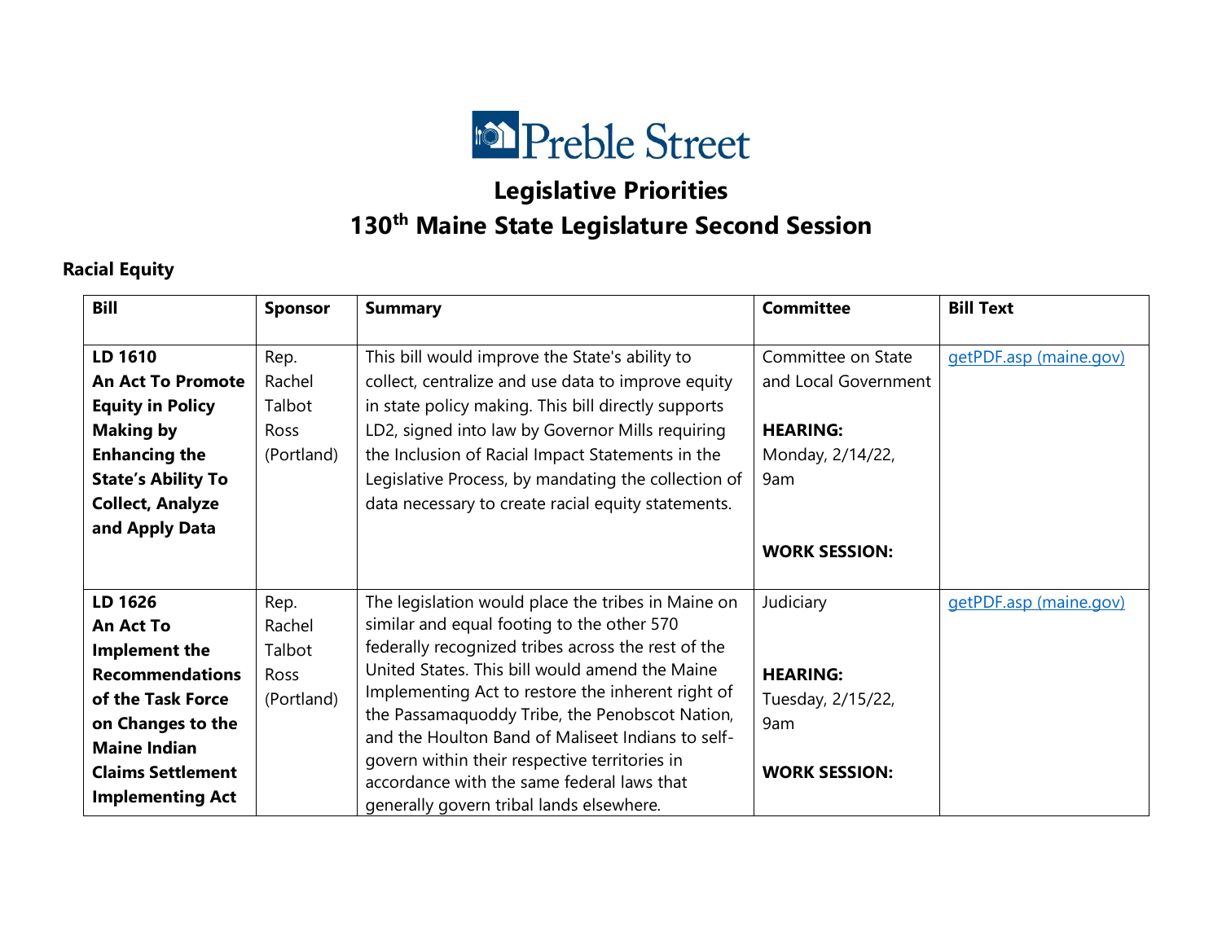Preble Street

# Legislative Priorities

# 130th Maine State Legislature Second Session

## Racial Equity

| Bill | Sponsor | Summary | Committee | Bill Text |
|---|---|---|---|---|
| **LD 1610 An Act To Promote Equity in Policy Making by Enhancing the State's Ability To Collect, Analyze and Apply Data** | Rep. Rachel Talbot Ross (Portland) | This bill would improve the State's ability to collect, centralize and use data to improve equity in state policy making. This bill directly supports LD2, signed into law by Governor Mills requiring the Inclusion of Racial Impact Statements in the Legislative Process, by mandating the collection of data necessary to create racial equity statements. | Committee on State and Local Government<br><br>**HEARING:** Monday, 2/14/22, 9am<br><br>**WORK SESSION:** | getPDF.asp (maine.gov) |
| **LD 1626 An Act To Implement the Recommendations of the Task Force on Changes to the Maine Indian Claims Settlement Implementing Act** | Rep. Rachel Talbot Ross (Portland) | The legislation would place the tribes in Maine on similar and equal footing to the other 570 federally recognized tribes across the rest of the United States. This bill would amend the Maine Implementing Act to restore the inherent right of the Passamaquoddy Tribe, the Penobscot Nation, and the Houlton Band of Maliseet Indians to self-govern within their respective territories in accordance with the same federal laws that generally govern tribal lands elsewhere. | Judiciary<br><br>**HEARING:** Tuesday, 2/15/22, 9am<br><br>**WORK SESSION:** | getPDF.asp (maine.gov) |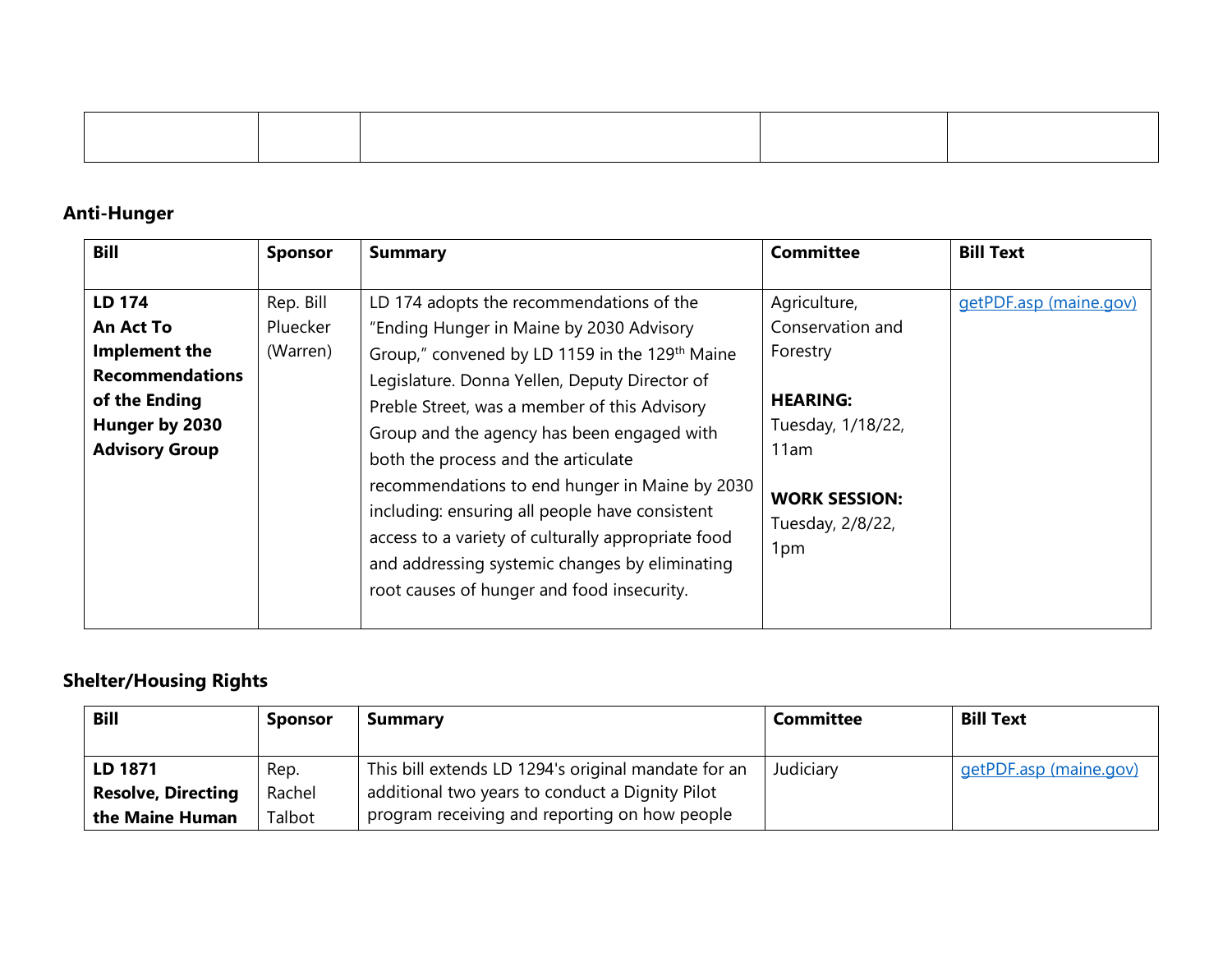| | | | | |
|---|---|---|---|---|
| | | | | |

## Anti-Hunger

| Bill | Sponsor | Summary | Committee | Bill Text |
|---|---|---|---|---|
| **LD 174 An Act To Implement the Recommendations of the Ending Hunger by 2030 Advisory Group** | Rep. Bill Pluecker (Warren) | LD 174 adopts the recommendations of the "Ending Hunger in Maine by 2030 Advisory Group," convened by LD 1159 in the 129th Maine Legislature. Donna Yellen, Deputy Director of Preble Street, was a member of this Advisory Group and the agency has been engaged with both the process and the articulate recommendations to end hunger in Maine by 2030 including: ensuring all people have consistent access to a variety of culturally appropriate food and addressing systemic changes by eliminating root causes of hunger and food insecurity. | Agriculture, Conservation and Forestry<br><br>**HEARING:** Tuesday, 1/18/22, 11am<br><br>**WORK SESSION:** Tuesday, 2/8/22, 1pm | getPDF.asp (maine.gov) |

## Shelter/Housing Rights

| Bill | Sponsor | Summary | Committee | Bill Text |
|---|---|---|---|---|
| **LD 1871 Resolve, Directing the Maine Human** | Rep. Rachel Talbot | This bill extends LD 1294's original mandate for an additional two years to conduct a Dignity Pilot program receiving and reporting on how people | Judiciary | getPDF.asp (maine.gov) |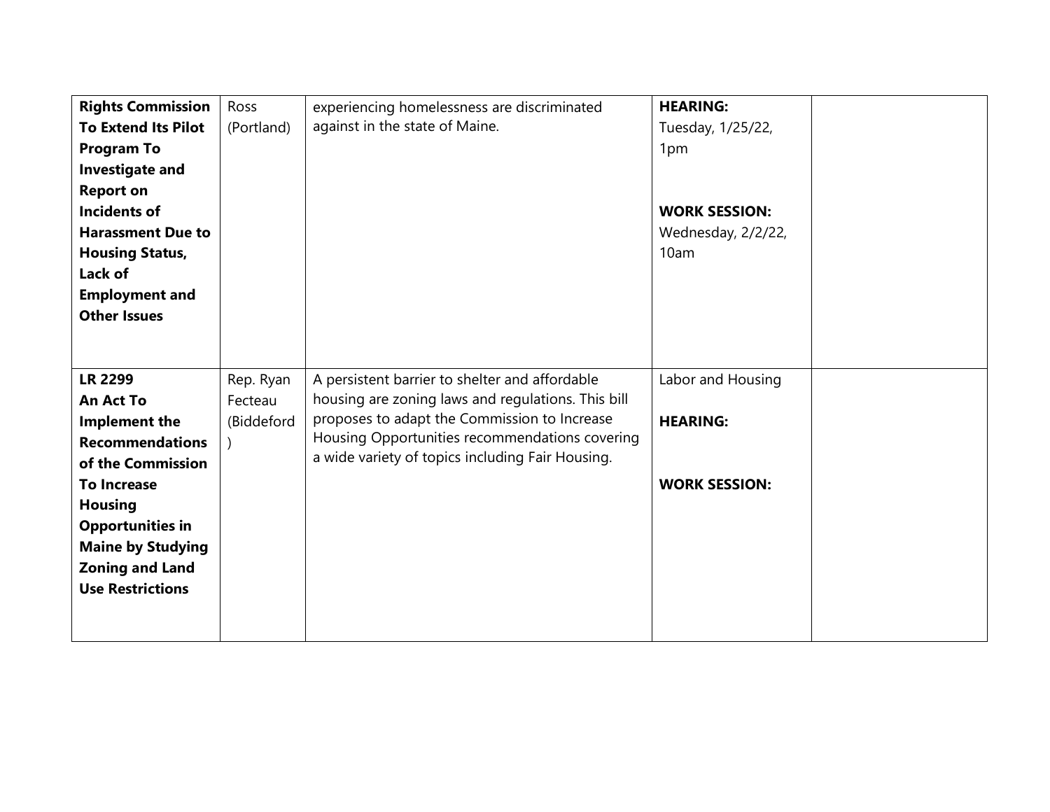| | | | | |
|---|---|---|---|---|
| **Rights Commission To Extend Its Pilot Program To Investigate and Report on Incidents of Harassment Due to Housing Status, Lack of Employment and Other Issues** | Ross (Portland) | experiencing homelessness are discriminated against in the state of Maine. | **HEARING:** Tuesday, 1/25/22, 1pm<br><br>**WORK SESSION:** Wednesday, 2/2/22, 10am | |
| **LR 2299 An Act To Implement the Recommendations of the Commission To Increase Housing Opportunities in Maine by Studying Zoning and Land Use Restrictions** | Rep. Ryan Fecteau (Biddeford) | A persistent barrier to shelter and affordable housing are zoning laws and regulations. This bill proposes to adapt the Commission to Increase Housing Opportunities recommendations covering a wide variety of topics including Fair Housing. | Labor and Housing<br><br>**HEARING:**<br><br>**WORK SESSION:** | |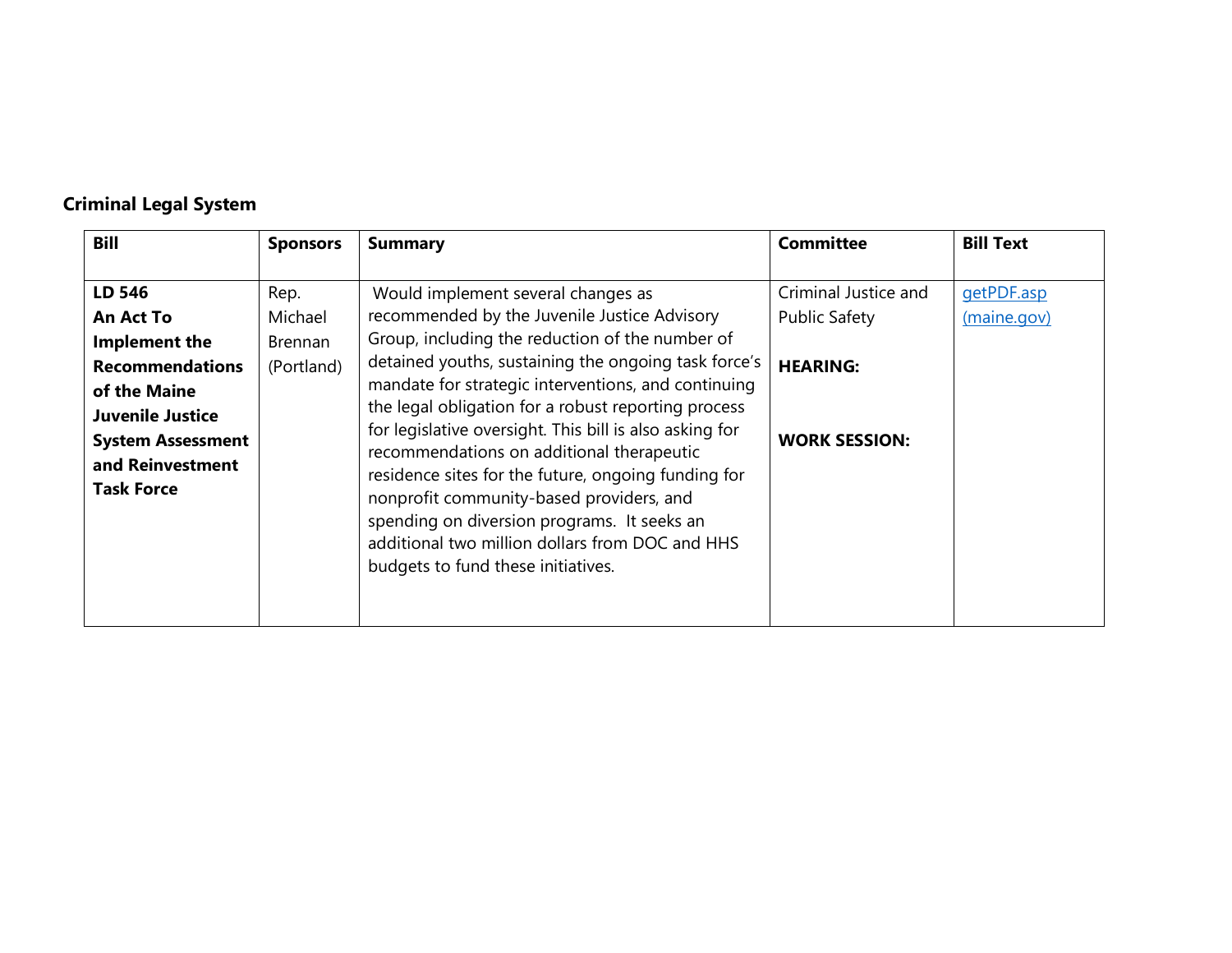## Criminal Legal System

| Bill | Sponsors | Summary | Committee | Bill Text |
|---|---|---|---|---|
| **LD 546 An Act To Implement the Recommendations of the Maine Juvenile Justice System Assessment and Reinvestment Task Force** | Rep. Michael Brennan (Portland) | Would implement several changes as recommended by the Juvenile Justice Advisory Group, including the reduction of the number of detained youths, sustaining the ongoing task force's mandate for strategic interventions, and continuing the legal obligation for a robust reporting process for legislative oversight. This bill is also asking for recommendations on additional therapeutic residence sites for the future, ongoing funding for nonprofit community-based providers, and spending on diversion programs. It seeks an additional two million dollars from DOC and HHS budgets to fund these initiatives. | Criminal Justice and Public Safety<br><br>**HEARING:**<br><br>**WORK SESSION:** | getPDF.asp (maine.gov) |